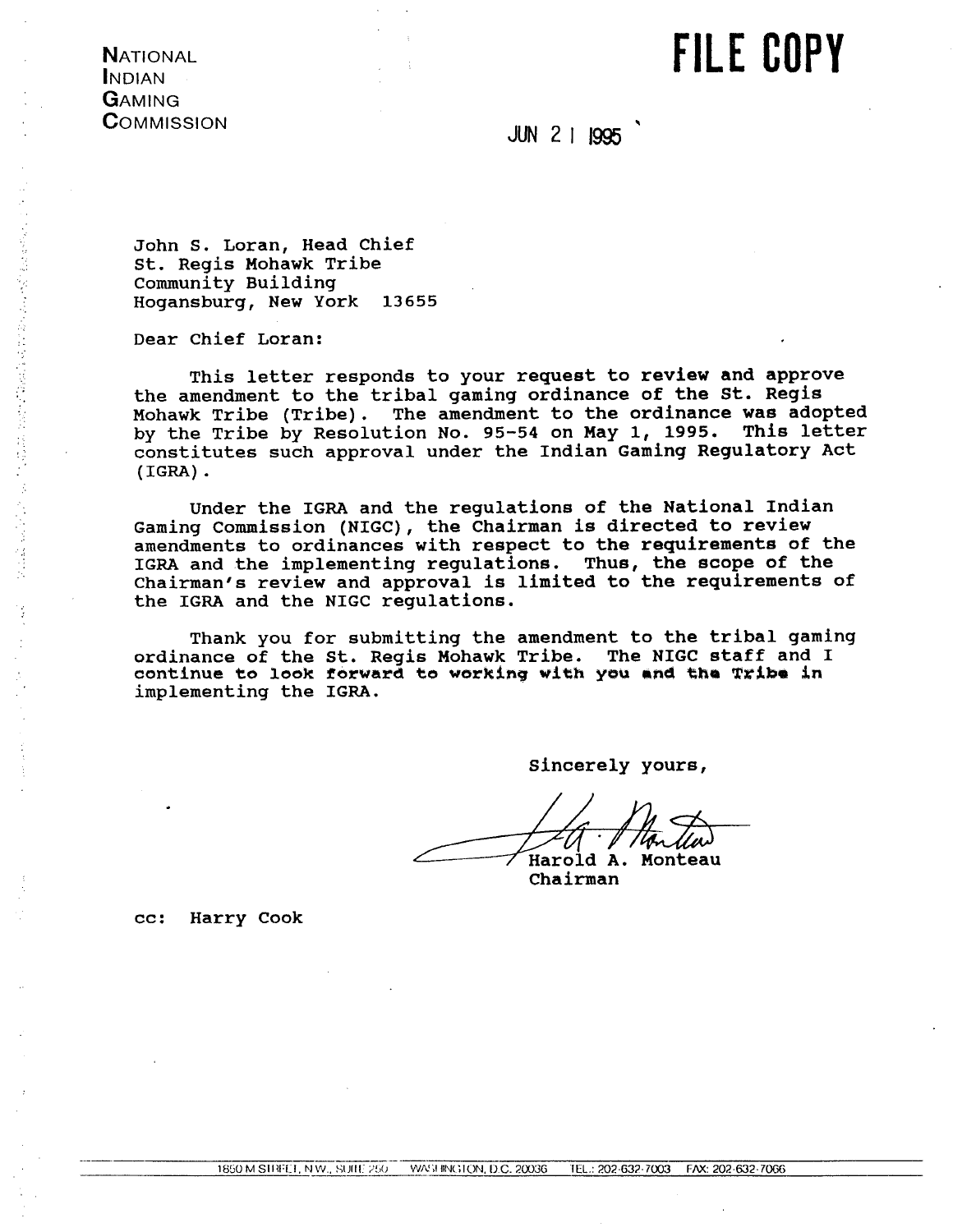NATIONAL
INDIAN
GAMING
COMMISSION

# FILE COPY

JUN 21 1995

John S. Loran, Head Chief
St. Regis Mohawk Tribe
Community Building
Hogansburg, New York 13655

Dear Chief Loran:

This letter responds to your request to review and approve the amendment to the tribal gaming ordinance of the St. Regis Mohawk Tribe (Tribe). The amendment to the ordinance was adopted by the Tribe by Resolution No. 95-54 on May 1, 1995. This letter constitutes such approval under the Indian Gaming Regulatory Act (IGRA).

Under the IGRA and the regulations of the National Indian Gaming Commission (NIGC), the Chairman is directed to review amendments to ordinances with respect to the requirements of the IGRA and the implementing regulations. Thus, the scope of the Chairman's review and approval is limited to the requirements of the IGRA and the NIGC regulations.

Thank you for submitting the amendment to the tribal gaming ordinance of the St. Regis Mohawk Tribe. The NIGC staff and I continue to look forward to working with you and the Tribe in implementing the IGRA.

Sincerely yours,

Harold A. Monteau
Chairman

cc: Harry Cook

1850 M STREET, N.W., SUITE 250 WASHINGTON, D.C. 20036 TEL.: 202-632-7003 FAX: 202-632-7066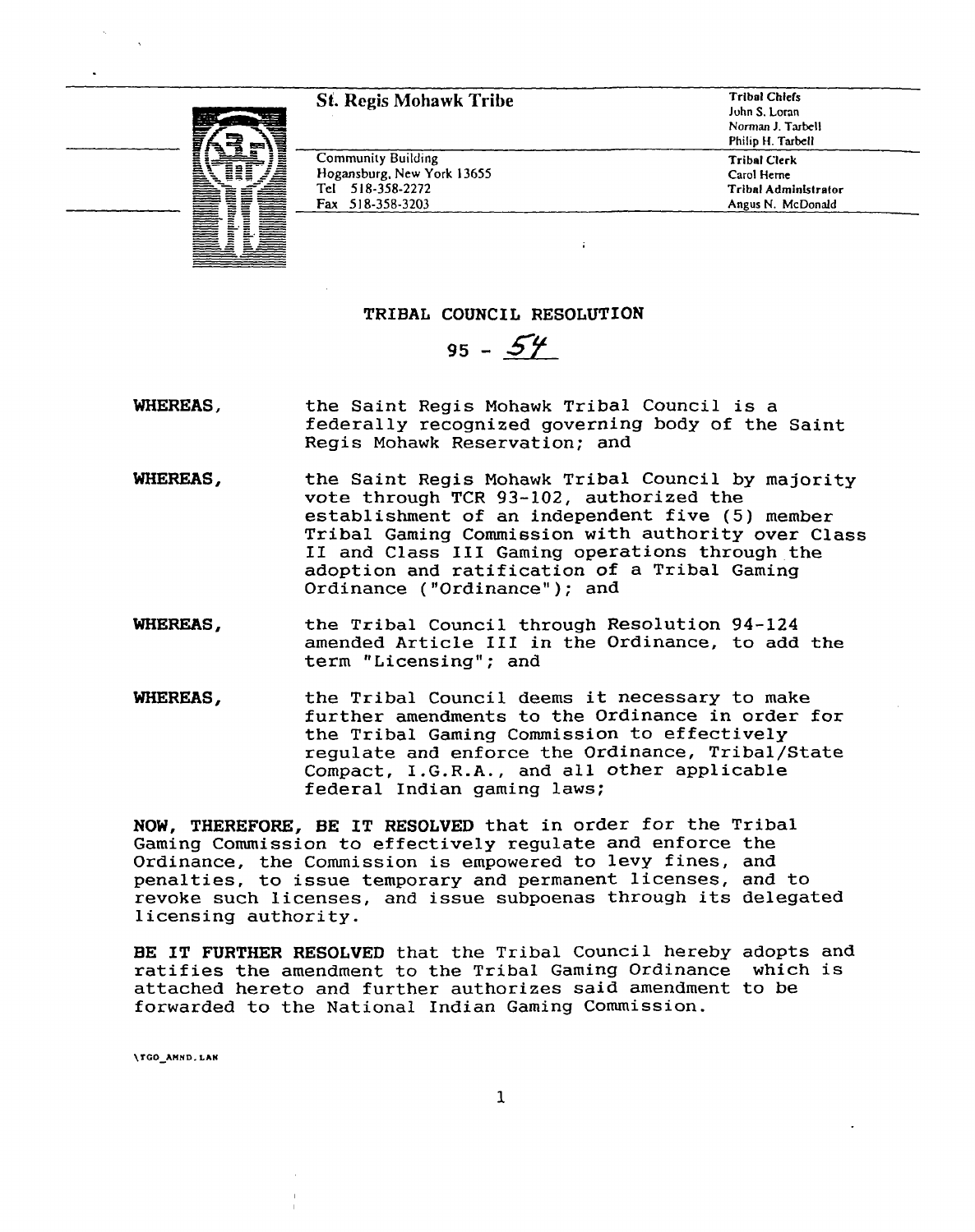**St. Regis Mohawk Tribe**

Community Building
Hogansburg, New York 13655
Tel 518-358-2272
Fax 518-358-3203

**Tribal Chiefs**
John S. Loran
Norman J. Tarbell
Philip H. Tarbell

**Tribal Clerk**
Carol Herne

**Tribal Administrator**
Angus N. McDonald

# TRIBAL COUNCIL RESOLUTION

## 95 - 54

**WHEREAS,** the Saint Regis Mohawk Tribal Council is a federally recognized governing body of the Saint Regis Mohawk Reservation; and

**WHEREAS,** the Saint Regis Mohawk Tribal Council by majority vote through TCR 93-102, authorized the establishment of an independent five (5) member Tribal Gaming Commission with authority over Class II and Class III Gaming operations through the adoption and ratification of a Tribal Gaming Ordinance ("Ordinance"); and

**WHEREAS,** the Tribal Council through Resolution 94-124 amended Article III in the Ordinance, to add the term "Licensing"; and

**WHEREAS,** the Tribal Council deems it necessary to make further amendments to the Ordinance in order for the Tribal Gaming Commission to effectively regulate and enforce the Ordinance, Tribal/State Compact, I.G.R.A., and all other applicable federal Indian gaming laws;

**NOW, THEREFORE, BE IT RESOLVED** that in order for the Tribal Gaming Commission to effectively regulate and enforce the Ordinance, the Commission is empowered to levy fines, and penalties, to issue temporary and permanent licenses, and to revoke such licenses, and issue subpoenas through its delegated licensing authority.

**BE IT FURTHER RESOLVED** that the Tribal Council hereby adopts and ratifies the amendment to the Tribal Gaming Ordinance which is attached hereto and further authorizes said amendment to be forwarded to the National Indian Gaming Commission.

\TGO_AMND.LAN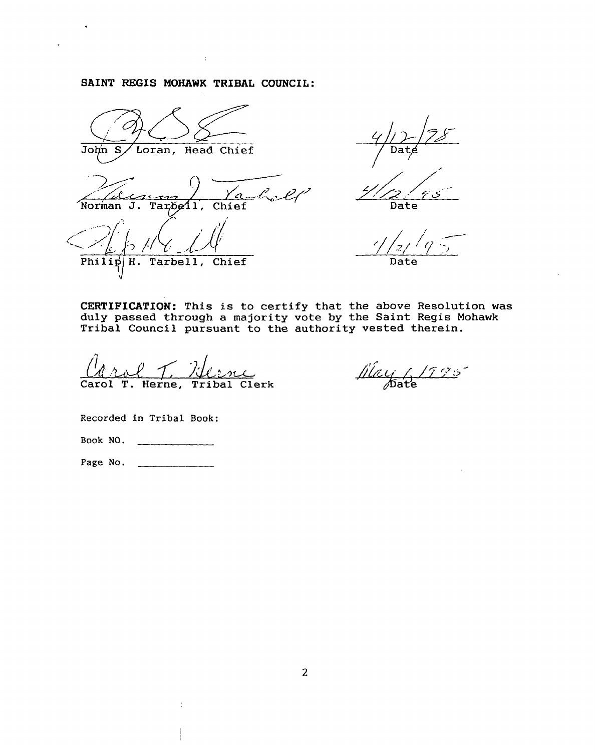**SAINT REGIS MOHAWK TRIBAL COUNCIL:**

| | |
|---|---|
| John S. Loran, Head Chief | 4/12/95 Date |
| Norman J. Tarbell, Chief | 4/12/95 Date |
| Philip H. Tarbell, Chief | 4/21/95 Date |

**CERTIFICATION:** This is to certify that the above Resolution was duly passed through a majority vote by the Saint Regis Mohawk Tribal Council pursuant to the authority vested therein.

| | |
|---|---|
| Carol T. Herne, Tribal Clerk | May 1, 1995 Date |

Recorded in Tribal Book:

Book NO. ____________

Page No. ____________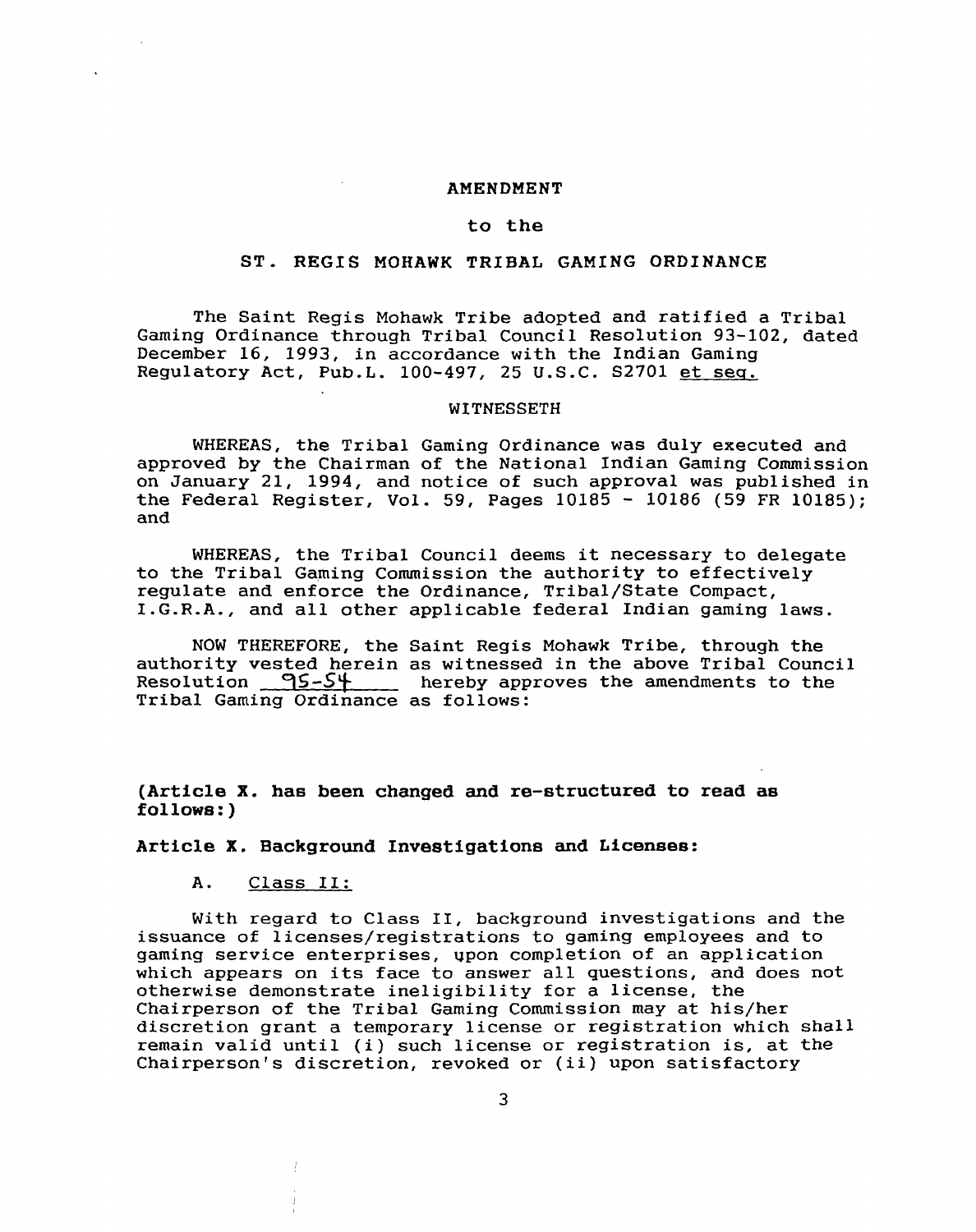# AMENDMENT

## to the

## ST. REGIS MOHAWK TRIBAL GAMING ORDINANCE

The Saint Regis Mohawk Tribe adopted and ratified a Tribal Gaming Ordinance through Tribal Council Resolution 93-102, dated December 16, 1993, in accordance with the Indian Gaming Regulatory Act, Pub.L. 100-497, 25 U.S.C. S2701 et seq.

WITNESSETH

WHEREAS, the Tribal Gaming Ordinance was duly executed and approved by the Chairman of the National Indian Gaming Commission on January 21, 1994, and notice of such approval was published in the Federal Register, Vol. 59, Pages 10185 - 10186 (59 FR 10185); and

WHEREAS, the Tribal Council deems it necessary to delegate to the Tribal Gaming Commission the authority to effectively regulate and enforce the Ordinance, Tribal/State Compact, I.G.R.A., and all other applicable federal Indian gaming laws.

NOW THEREFORE, the Saint Regis Mohawk Tribe, through the authority vested herein as witnessed in the above Tribal Council Resolution 95-54 hereby approves the amendments to the Tribal Gaming Ordinance as follows:

**(Article X. has been changed and re-structured to read as follows:)**

**Article X. Background Investigations and Licenses:**

A. Class II:

With regard to Class II, background investigations and the issuance of licenses/registrations to gaming employees and to gaming service enterprises, upon completion of an application which appears on its face to answer all questions, and does not otherwise demonstrate ineligibility for a license, the Chairperson of the Tribal Gaming Commission may at his/her discretion grant a temporary license or registration which shall remain valid until (i) such license or registration is, at the Chairperson's discretion, revoked or (ii) upon satisfactory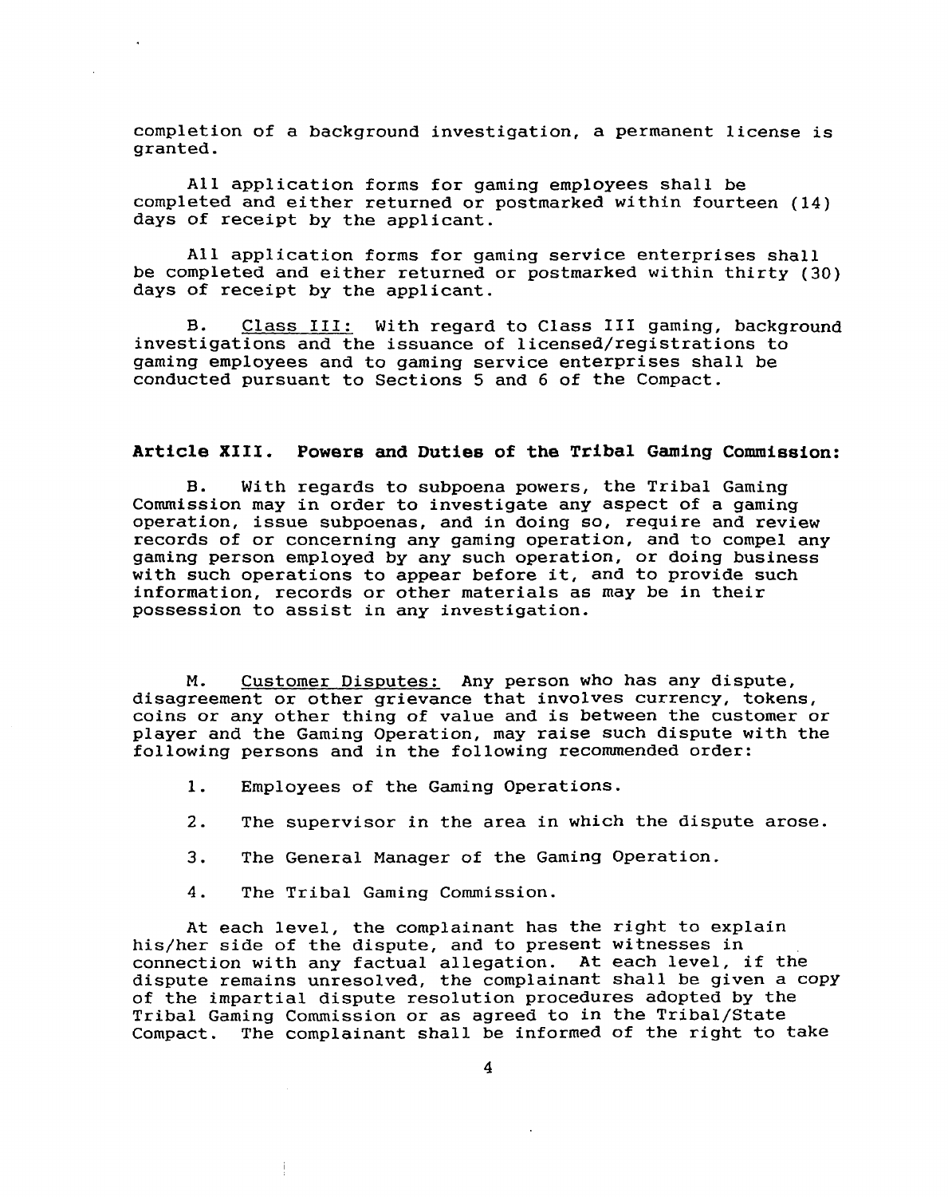completion of a background investigation, a permanent license is granted.

All application forms for gaming employees shall be completed and either returned or postmarked within fourteen (14) days of receipt by the applicant.

All application forms for gaming service enterprises shall be completed and either returned or postmarked within thirty (30) days of receipt by the applicant.

B. Class III: With regard to Class III gaming, background investigations and the issuance of licensed/registrations to gaming employees and to gaming service enterprises shall be conducted pursuant to Sections 5 and 6 of the Compact.

## Article XIII. Powers and Duties of the Tribal Gaming Commission:

B. With regards to subpoena powers, the Tribal Gaming Commission may in order to investigate any aspect of a gaming operation, issue subpoenas, and in doing so, require and review records of or concerning any gaming operation, and to compel any gaming person employed by any such operation, or doing business with such operations to appear before it, and to provide such information, records or other materials as may be in their possession to assist in any investigation.

M. Customer Disputes: Any person who has any dispute, disagreement or other grievance that involves currency, tokens, coins or any other thing of value and is between the customer or player and the Gaming Operation, may raise such dispute with the following persons and in the following recommended order:

1. Employees of the Gaming Operations.
2. The supervisor in the area in which the dispute arose.
3. The General Manager of the Gaming Operation.
4. The Tribal Gaming Commission.

At each level, the complainant has the right to explain his/her side of the dispute, and to present witnesses in connection with any factual allegation. At each level, if the dispute remains unresolved, the complainant shall be given a copy of the impartial dispute resolution procedures adopted by the Tribal Gaming Commission or as agreed to in the Tribal/State Compact. The complainant shall be informed of the right to take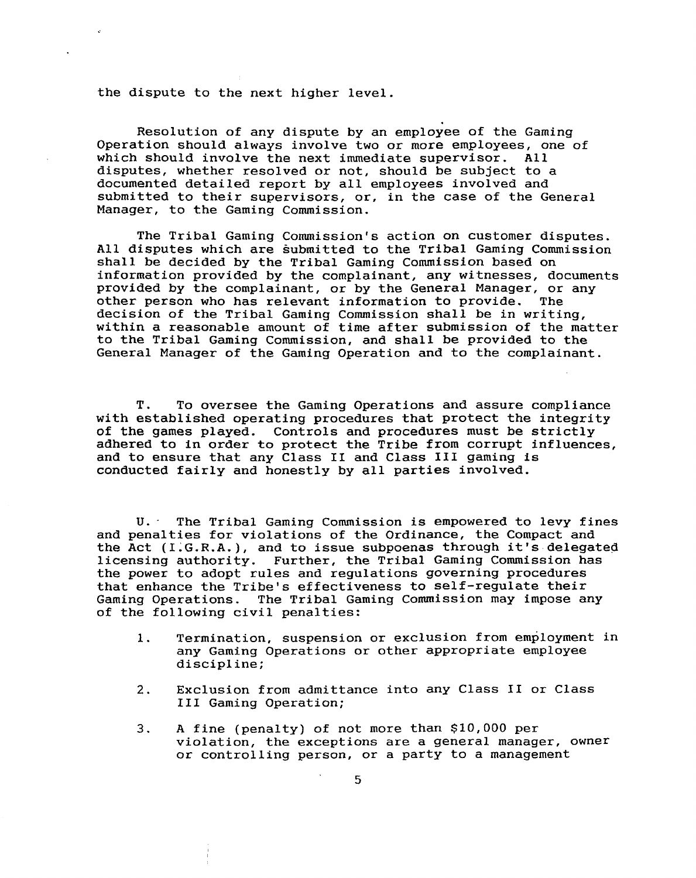the dispute to the next higher level.

Resolution of any dispute by an employee of the Gaming Operation should always involve two or more employees, one of which should involve the next immediate supervisor. All disputes, whether resolved or not, should be subject to a documented detailed report by all employees involved and submitted to their supervisors, or, in the case of the General Manager, to the Gaming Commission.

The Tribal Gaming Commission's action on customer disputes. All disputes which are submitted to the Tribal Gaming Commission shall be decided by the Tribal Gaming Commission based on information provided by the complainant, any witnesses, documents provided by the complainant, or by the General Manager, or any other person who has relevant information to provide. The decision of the Tribal Gaming Commission shall be in writing, within a reasonable amount of time after submission of the matter to the Tribal Gaming Commission, and shall be provided to the General Manager of the Gaming Operation and to the complainant.

T. To oversee the Gaming Operations and assure compliance with established operating procedures that protect the integrity of the games played. Controls and procedures must be strictly adhered to in order to protect the Tribe from corrupt influences, and to ensure that any Class II and Class III gaming is conducted fairly and honestly by all parties involved.

U. The Tribal Gaming Commission is empowered to levy fines and penalties for violations of the Ordinance, the Compact and the Act (I.G.R.A.), and to issue subpoenas through it's delegated licensing authority. Further, the Tribal Gaming Commission has the power to adopt rules and regulations governing procedures that enhance the Tribe's effectiveness to self-regulate their Gaming Operations. The Tribal Gaming Commission may impose any of the following civil penalties:

1. Termination, suspension or exclusion from employment in any Gaming Operations or other appropriate employee discipline;

2. Exclusion from admittance into any Class II or Class III Gaming Operation;

3. A fine (penalty) of not more than $10,000 per violation, the exceptions are a general manager, owner or controlling person, or a party to a management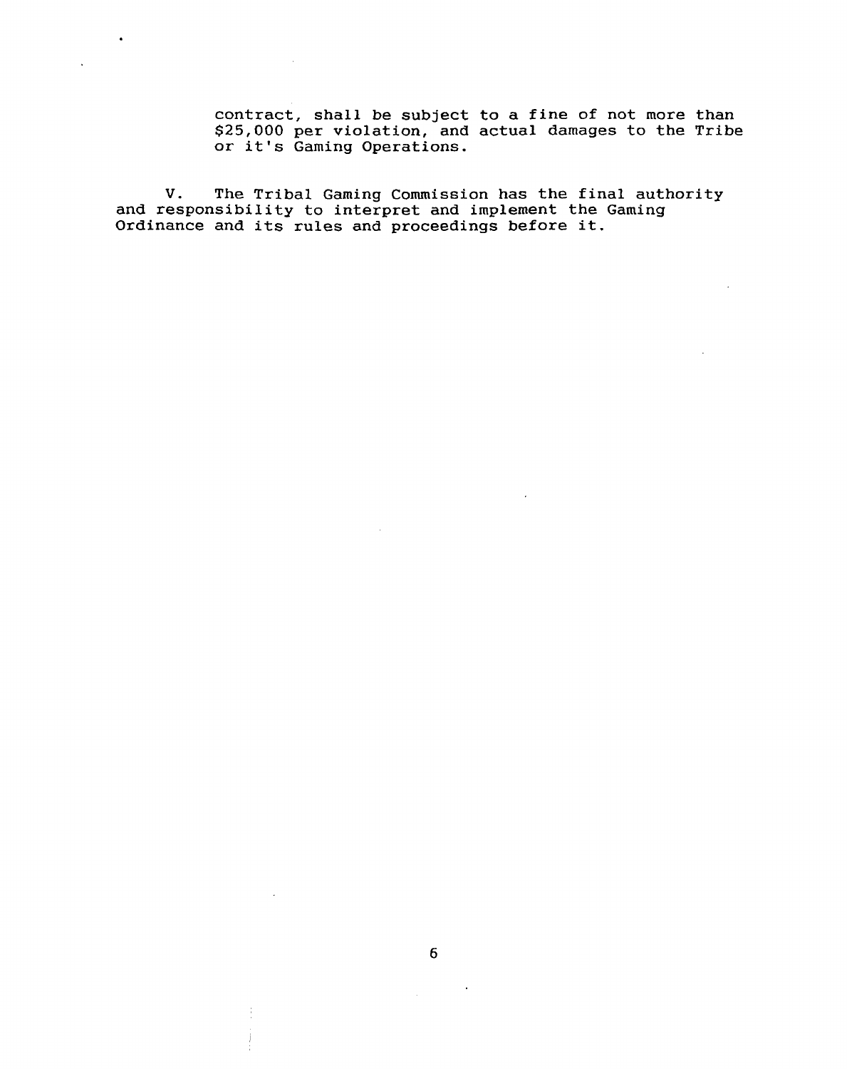contract, shall be subject to a fine of not more than $25,000 per violation, and actual damages to the Tribe or it's Gaming Operations.

V. The Tribal Gaming Commission has the final authority and responsibility to interpret and implement the Gaming Ordinance and its rules and proceedings before it.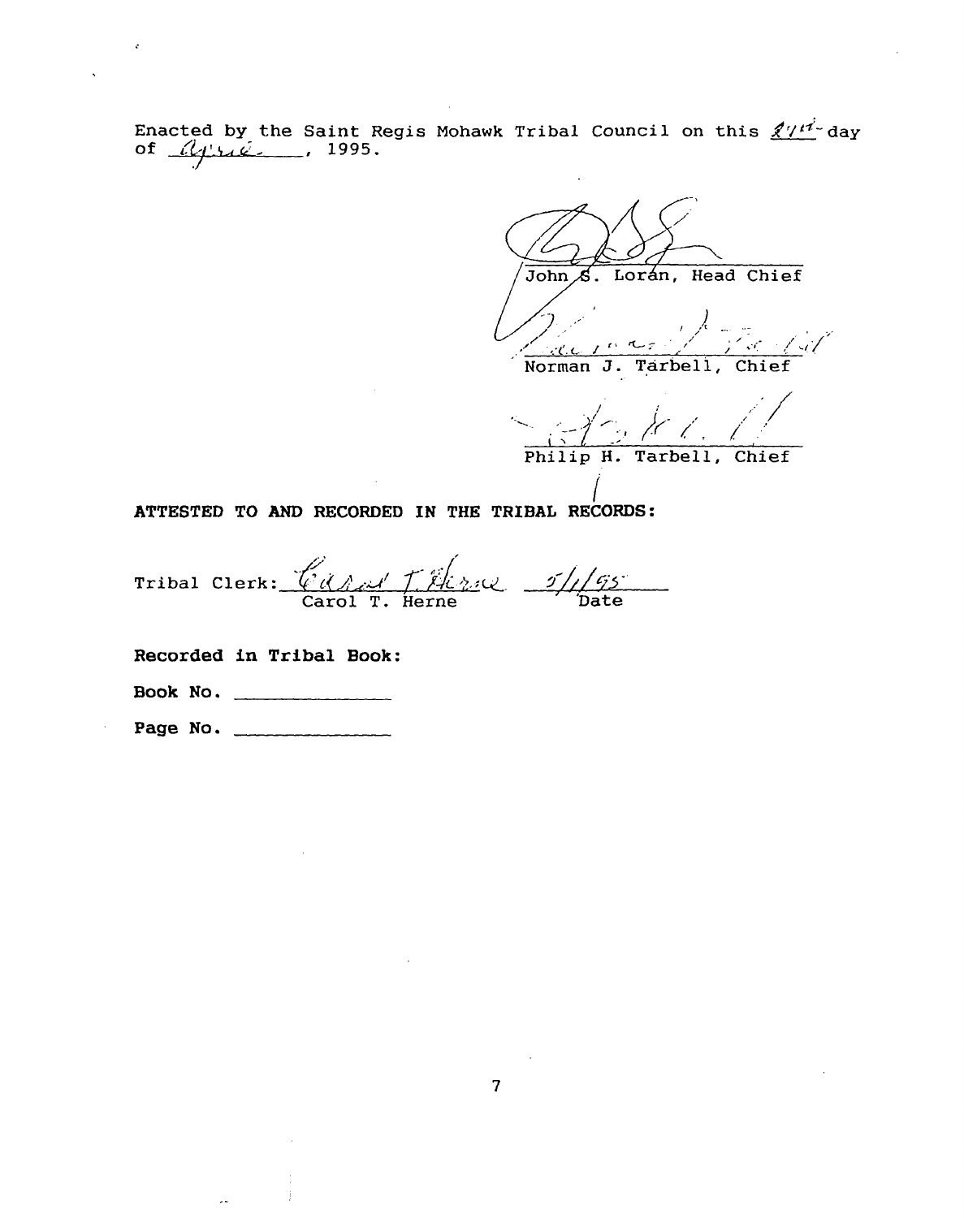Enacted by the Saint Regis Mohawk Tribal Council on this 21st day of April, 1995.

John S. Loran, Head Chief

Norman J. Tarbell, Chief

Philip H. Tarbell, Chief

**ATTESTED TO AND RECORDED IN THE TRIBAL RECORDS:**

Tribal Clerk: Carol T. Herne 5/1/95
Carol T. Herne Date

**Recorded in Tribal Book:**

**Book No.** \_\_\_\_\_\_\_\_\_\_\_\_\_\_

**Page No.** \_\_\_\_\_\_\_\_\_\_\_\_\_\_